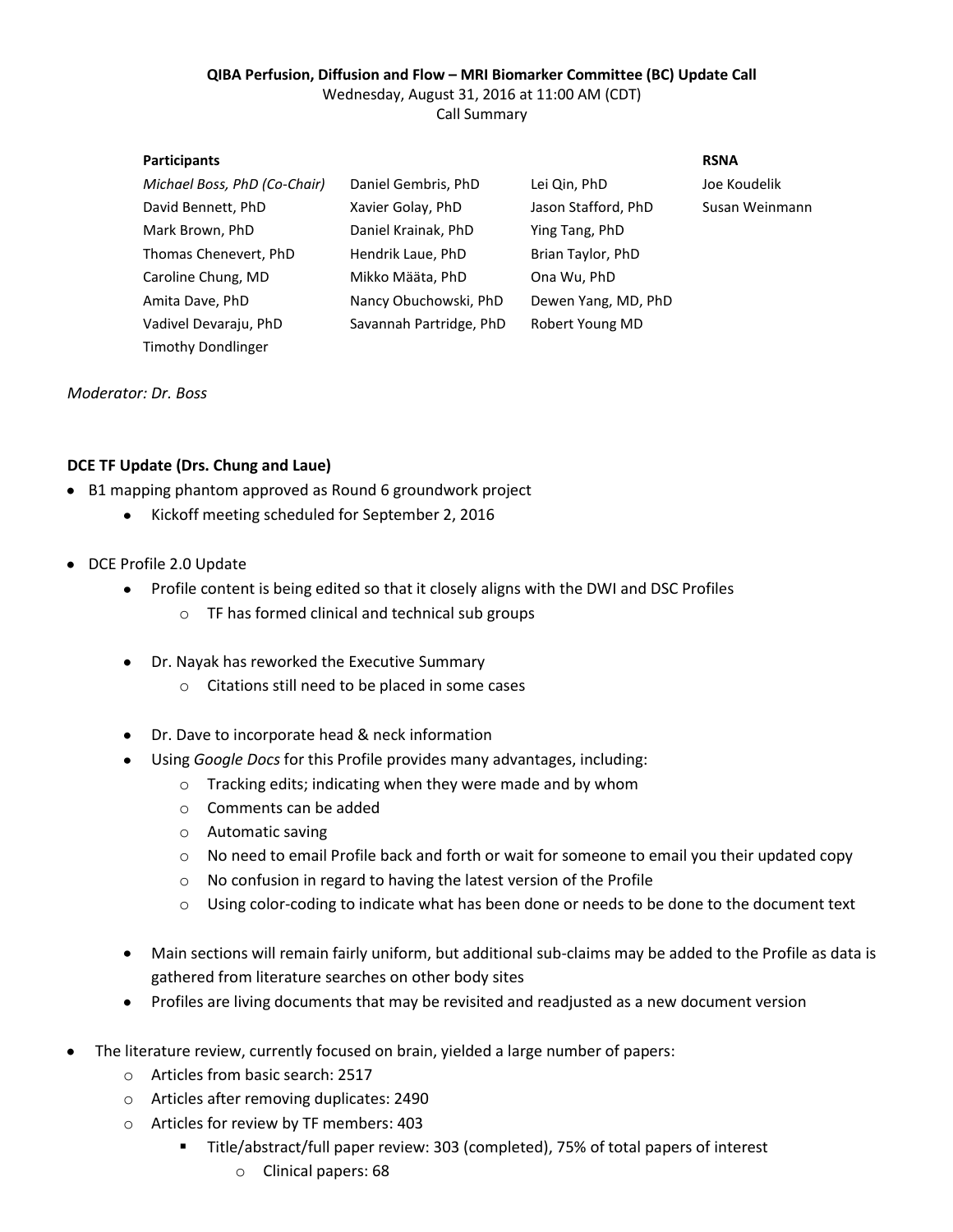**QIBA Perfusion, Diffusion and Flow – MRI Biomarker Committee (BC) Update Call**

Wednesday, August 31, 2016 at 11:00 AM (CDT)

Call Summary

| Participants | | | RSNA |
|---|---|---|---|
| *Michael Boss, PhD (Co-Chair)* | Daniel Gembris, PhD | Lei Qin, PhD | Joe Koudelik |
| David Bennett, PhD | Xavier Golay, PhD | Jason Stafford, PhD | Susan Weinmann |
| Mark Brown, PhD | Daniel Krainak, PhD | Ying Tang, PhD | |
| Thomas Chenevert, PhD | Hendrik Laue, PhD | Brian Taylor, PhD | |
| Caroline Chung, MD | Mikko Määta, PhD | Ona Wu, PhD | |
| Amita Dave, PhD | Nancy Obuchowski, PhD | Dewen Yang, MD, PhD | |
| Vadivel Devaraju, PhD | Savannah Partridge, PhD | Robert Young MD | |
| Timothy Dondlinger | | | |

*Moderator: Dr. Boss*

**DCE TF Update (Drs. Chung and Laue)**

- B1 mapping phantom approved as Round 6 groundwork project
  - Kickoff meeting scheduled for September 2, 2016
- DCE Profile 2.0 Update
  - Profile content is being edited so that it closely aligns with the DWI and DSC Profiles
    - TF has formed clinical and technical sub groups
  - Dr. Nayak has reworked the Executive Summary
    - Citations still need to be placed in some cases
  - Dr. Dave to incorporate head & neck information
  - Using *Google Docs* for this Profile provides many advantages, including:
    - Tracking edits; indicating when they were made and by whom
    - Comments can be added
    - Automatic saving
    - No need to email Profile back and forth or wait for someone to email you their updated copy
    - No confusion in regard to having the latest version of the Profile
    - Using color-coding to indicate what has been done or needs to be done to the document text
  - Main sections will remain fairly uniform, but additional sub-claims may be added to the Profile as data is gathered from literature searches on other body sites
  - Profiles are living documents that may be revisited and readjusted as a new document version
- The literature review, currently focused on brain, yielded a large number of papers:
  - Articles from basic search: 2517
  - Articles after removing duplicates: 2490
  - Articles for review by TF members: 403
    - Title/abstract/full paper review: 303 (completed), 75% of total papers of interest
      - Clinical papers: 68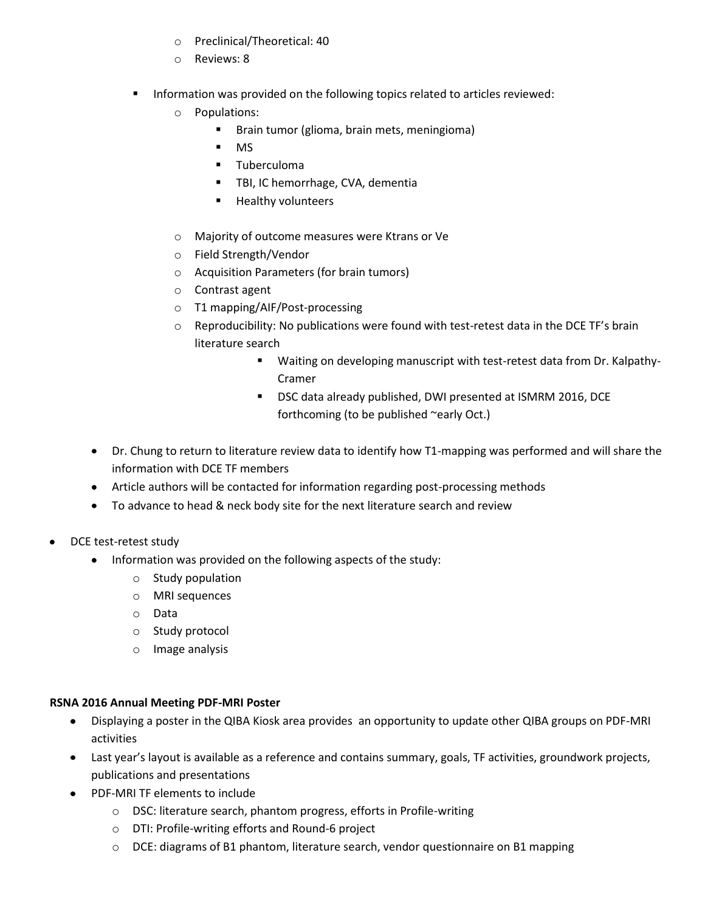- Preclinical/Theoretical: 40
        - Reviews: 8

    - Information was provided on the following topics related to articles reviewed:
        - Populations:
            - Brain tumor (glioma, brain mets, meningioma)
            - MS
            - Tuberculoma
            - TBI, IC hemorrhage, CVA, dementia
            - Healthy volunteers
        - Majority of outcome measures were Ktrans or Ve
        - Field Strength/Vendor
        - Acquisition Parameters (for brain tumors)
        - Contrast agent
        - T1 mapping/AIF/Post-processing
        - Reproducibility: No publications were found with test-retest data in the DCE TF's brain literature search
            - Waiting on developing manuscript with test-retest data from Dr. Kalpathy-Cramer
            - DSC data already published, DWI presented at ISMRM 2016, DCE forthcoming (to be published ~early Oct.)

- Dr. Chung to return to literature review data to identify how T1-mapping was performed and will share the information with DCE TF members
- Article authors will be contacted for information regarding post-processing methods
- To advance to head & neck body site for the next literature search and review

- DCE test-retest study
    - Information was provided on the following aspects of the study:
        - Study population
        - MRI sequences
        - Data
        - Study protocol
        - Image analysis

**RSNA 2016 Annual Meeting PDF-MRI Poster**

- Displaying a poster in the QIBA Kiosk area provides an opportunity to update other QIBA groups on PDF-MRI activities
- Last year's layout is available as a reference and contains summary, goals, TF activities, groundwork projects, publications and presentations
- PDF-MRI TF elements to include
    - DSC: literature search, phantom progress, efforts in Profile-writing
    - DTI: Profile-writing efforts and Round-6 project
    - DCE: diagrams of B1 phantom, literature search, vendor questionnaire on B1 mapping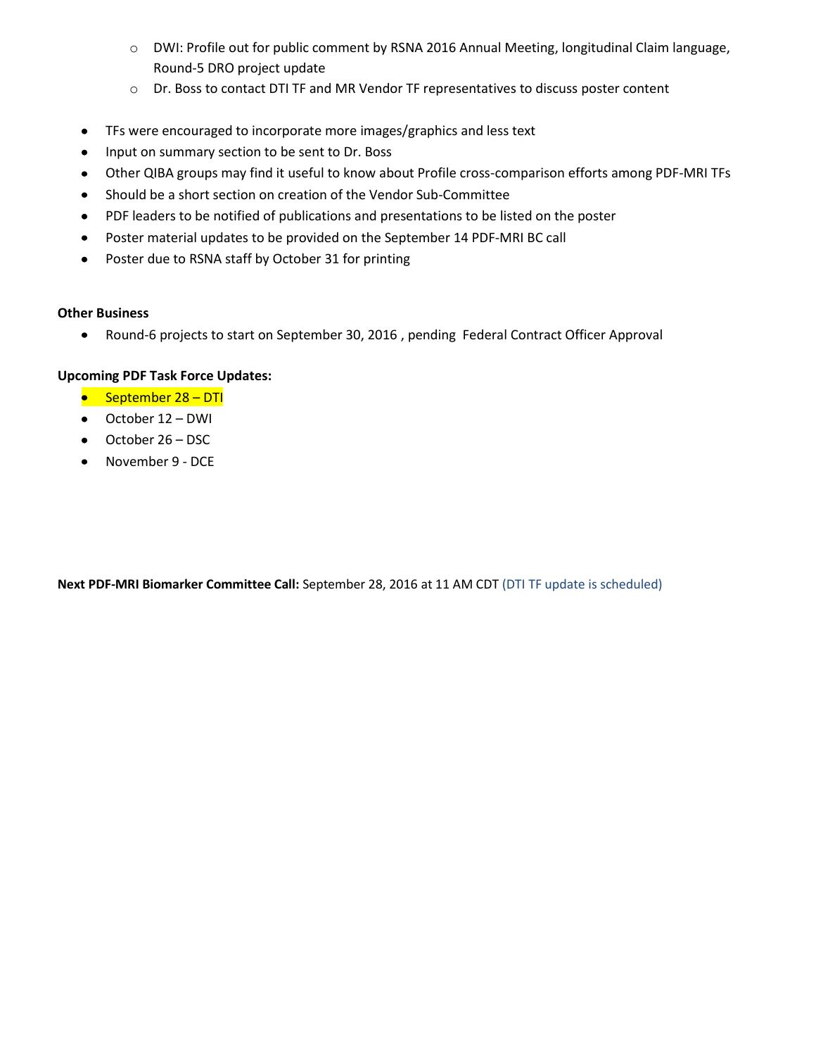- DWI: Profile out for public comment by RSNA 2016 Annual Meeting, longitudinal Claim language, Round-5 DRO project update
  - Dr. Boss to contact DTI TF and MR Vendor TF representatives to discuss poster content

- TFs were encouraged to incorporate more images/graphics and less text
- Input on summary section to be sent to Dr. Boss
- Other QIBA groups may find it useful to know about Profile cross-comparison efforts among PDF-MRI TFs
- Should be a short section on creation of the Vendor Sub-Committee
- PDF leaders to be notified of publications and presentations to be listed on the poster
- Poster material updates to be provided on the September 14 PDF-MRI BC call
- Poster due to RSNA staff by October 31 for printing

**Other Business**

- Round-6 projects to start on September 30, 2016 , pending Federal Contract Officer Approval

**Upcoming PDF Task Force Updates:**

- September 28 – DTI
- October 12 – DWI
- October 26 – DSC
- November 9 - DCE

**Next PDF-MRI Biomarker Committee Call:** September 28, 2016 at 11 AM CDT (DTI TF update is scheduled)